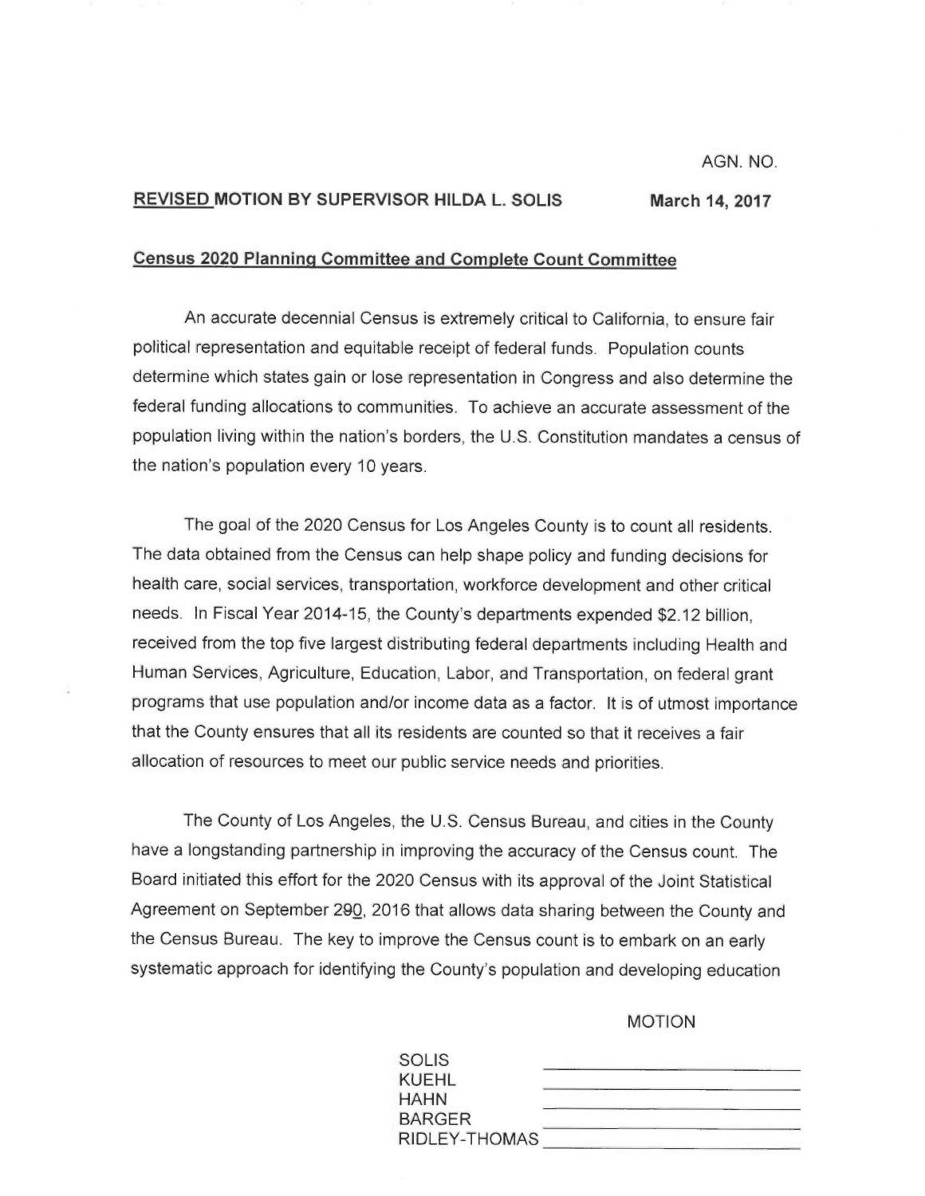AGN. NO.

**REVISED MOTION BY SUPERVISOR HILDA L. SOLIS** **March 14, 2017**

**Census 2020 Planning Committee and Complete Count Committee**

An accurate decennial Census is extremely critical to California, to ensure fair political representation and equitable receipt of federal funds. Population counts determine which states gain or lose representation in Congress and also determine the federal funding allocations to communities. To achieve an accurate assessment of the population living within the nation's borders, the U.S. Constitution mandates a census of the nation's population every 10 years.

The goal of the 2020 Census for Los Angeles County is to count all residents. The data obtained from the Census can help shape policy and funding decisions for health care, social services, transportation, workforce development and other critical needs. In Fiscal Year 2014-15, the County's departments expended $2.12 billion, received from the top five largest distributing federal departments including Health and Human Services, Agriculture, Education, Labor, and Transportation, on federal grant programs that use population and/or income data as a factor. It is of utmost importance that the County ensures that all its residents are counted so that it receives a fair allocation of resources to meet our public service needs and priorities.

The County of Los Angeles, the U.S. Census Bureau, and cities in the County have a longstanding partnership in improving the accuracy of the Census count. The Board initiated this effort for the 2020 Census with its approval of the Joint Statistical Agreement on September 290, 2016 that allows data sharing between the County and the Census Bureau. The key to improve the Census count is to embark on an early systematic approach for identifying the County's population and developing education

MOTION

| | |
|---|---|
| SOLIS | |
| KUEHL | |
| HAHN | |
| BARGER | |
| RIDLEY-THOMAS | |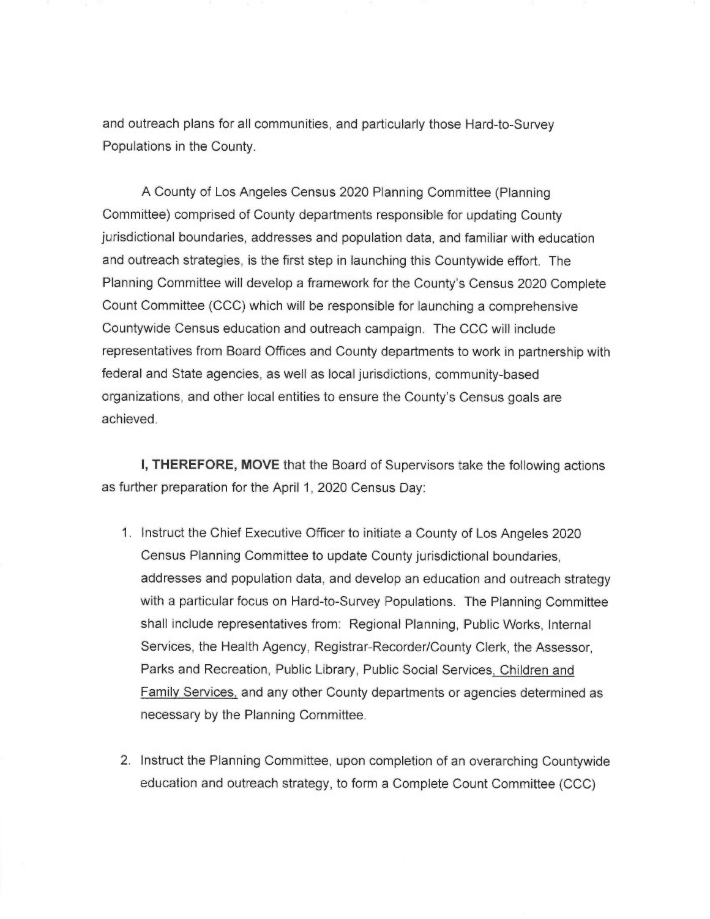and outreach plans for all communities, and particularly those Hard-to-Survey Populations in the County.

A County of Los Angeles Census 2020 Planning Committee (Planning Committee) comprised of County departments responsible for updating County jurisdictional boundaries, addresses and population data, and familiar with education and outreach strategies, is the first step in launching this Countywide effort. The Planning Committee will develop a framework for the County's Census 2020 Complete Count Committee (CCC) which will be responsible for launching a comprehensive Countywide Census education and outreach campaign. The CCC will include representatives from Board Offices and County departments to work in partnership with federal and State agencies, as well as local jurisdictions, community-based organizations, and other local entities to ensure the County's Census goals are achieved.

**I, THEREFORE, MOVE** that the Board of Supervisors take the following actions as further preparation for the April 1, 2020 Census Day:

1. Instruct the Chief Executive Officer to initiate a County of Los Angeles 2020 Census Planning Committee to update County jurisdictional boundaries, addresses and population data, and develop an education and outreach strategy with a particular focus on Hard-to-Survey Populations. The Planning Committee shall include representatives from: Regional Planning, Public Works, Internal Services, the Health Agency, Registrar-Recorder/County Clerk, the Assessor, Parks and Recreation, Public Library, Public Social Services, Children and Family Services, and any other County departments or agencies determined as necessary by the Planning Committee.

2. Instruct the Planning Committee, upon completion of an overarching Countywide education and outreach strategy, to form a Complete Count Committee (CCC)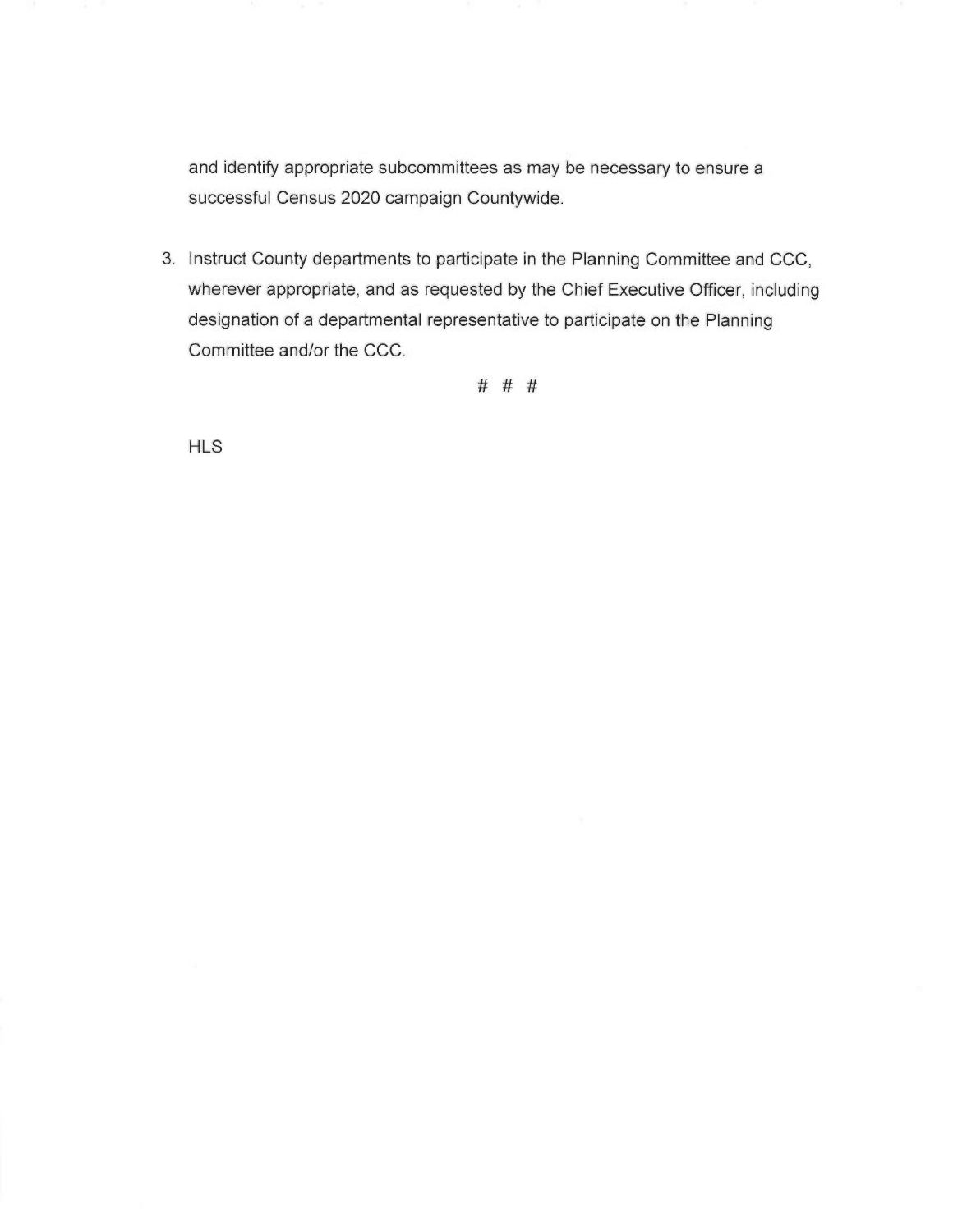and identify appropriate subcommittees as may be necessary to ensure a successful Census 2020 campaign Countywide.

3. Instruct County departments to participate in the Planning Committee and CCC, wherever appropriate, and as requested by the Chief Executive Officer, including designation of a departmental representative to participate on the Planning Committee and/or the CCC.

# # #

HLS